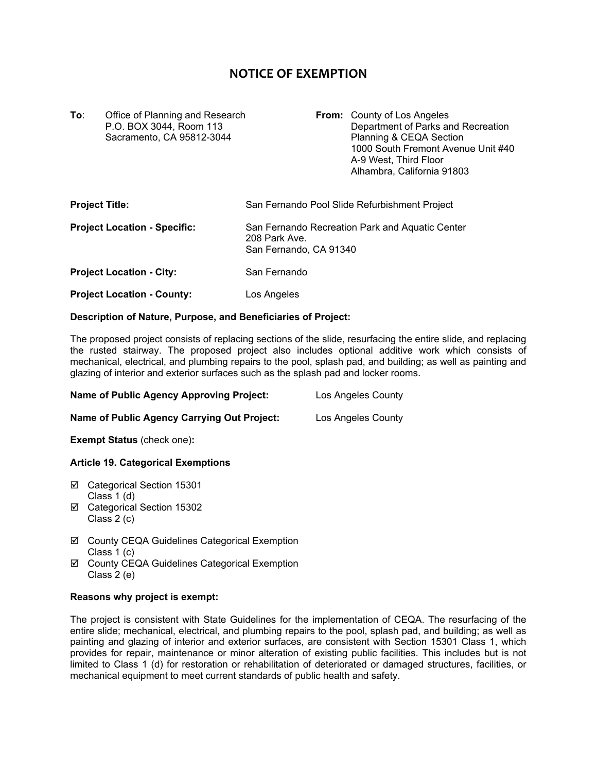# NOTICE OF EXEMPTION

**To**: Office of Planning and Research
P.O. BOX 3044, Room 113
Sacramento, CA 95812-3044

**From:** County of Los Angeles
Department of Parks and Recreation
Planning & CEQA Section
1000 South Fremont Avenue Unit #40
A-9 West, Third Floor
Alhambra, California 91803

**Project Title:** San Fernando Pool Slide Refurbishment Project

**Project Location - Specific:** San Fernando Recreation Park and Aquatic Center
208 Park Ave.
San Fernando, CA 91340

**Project Location - City:** San Fernando

**Project Location - County:** Los Angeles

**Description of Nature, Purpose, and Beneficiaries of Project:**

The proposed project consists of replacing sections of the slide, resurfacing the entire slide, and replacing the rusted stairway. The proposed project also includes optional additive work which consists of mechanical, electrical, and plumbing repairs to the pool, splash pad, and building; as well as painting and glazing of interior and exterior surfaces such as the splash pad and locker rooms.

**Name of Public Agency Approving Project:** Los Angeles County

**Name of Public Agency Carrying Out Project:** Los Angeles County

**Exempt Status** (check one)**:**

**Article 19. Categorical Exemptions**

- ☑ Categorical Section 15301
  Class 1 (d)
- ☑ Categorical Section 15302
  Class 2 (c)

- ☑ County CEQA Guidelines Categorical Exemption
  Class 1 (c)
- ☑ County CEQA Guidelines Categorical Exemption
  Class 2 (e)

**Reasons why project is exempt:**

The project is consistent with State Guidelines for the implementation of CEQA. The resurfacing of the entire slide; mechanical, electrical, and plumbing repairs to the pool, splash pad, and building; as well as painting and glazing of interior and exterior surfaces, are consistent with Section 15301 Class 1, which provides for repair, maintenance or minor alteration of existing public facilities. This includes but is not limited to Class 1 (d) for restoration or rehabilitation of deteriorated or damaged structures, facilities, or mechanical equipment to meet current standards of public health and safety.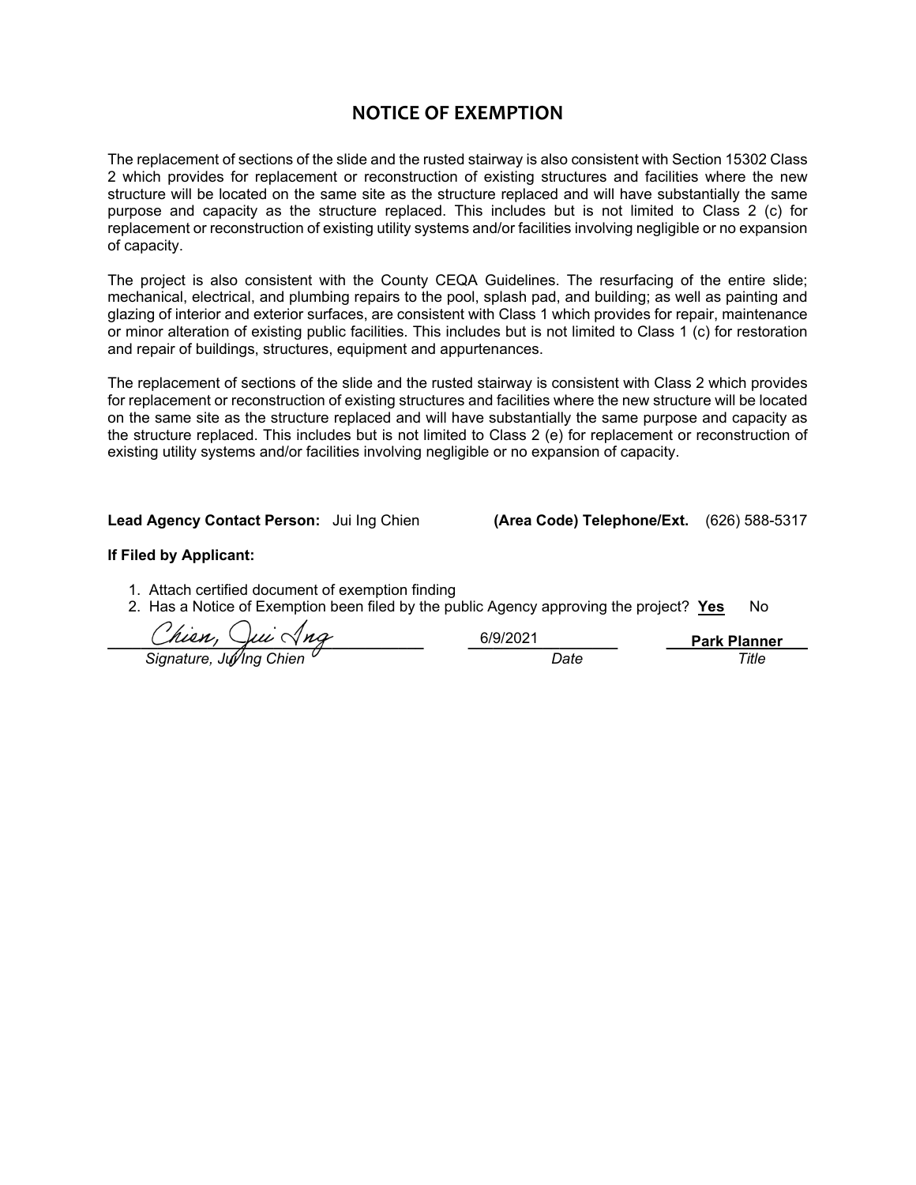## NOTICE OF EXEMPTION

The replacement of sections of the slide and the rusted stairway is also consistent with Section 15302 Class 2 which provides for replacement or reconstruction of existing structures and facilities where the new structure will be located on the same site as the structure replaced and will have substantially the same purpose and capacity as the structure replaced. This includes but is not limited to Class 2 (c) for replacement or reconstruction of existing utility systems and/or facilities involving negligible or no expansion of capacity.

The project is also consistent with the County CEQA Guidelines. The resurfacing of the entire slide; mechanical, electrical, and plumbing repairs to the pool, splash pad, and building; as well as painting and glazing of interior and exterior surfaces, are consistent with Class 1 which provides for repair, maintenance or minor alteration of existing public facilities. This includes but is not limited to Class 1 (c) for restoration and repair of buildings, structures, equipment and appurtenances.

The replacement of sections of the slide and the rusted stairway is consistent with Class 2 which provides for replacement or reconstruction of existing structures and facilities where the new structure will be located on the same site as the structure replaced and will have substantially the same purpose and capacity as the structure replaced. This includes but is not limited to Class 2 (e) for replacement or reconstruction of existing utility systems and/or facilities involving negligible or no expansion of capacity.

**Lead Agency Contact Person:** Jui Ing Chien **(Area Code) Telephone/Ext.** (626) 588-5317

**If Filed by Applicant:**

1. Attach certified document of exemption finding
2. Has a Notice of Exemption been filed by the public Agency approving the project? **Yes** No

Chien, Jui Ing
*Signature, Jui Ing Chien*

6/9/2021
*Date*

**Park Planner**
*Title*